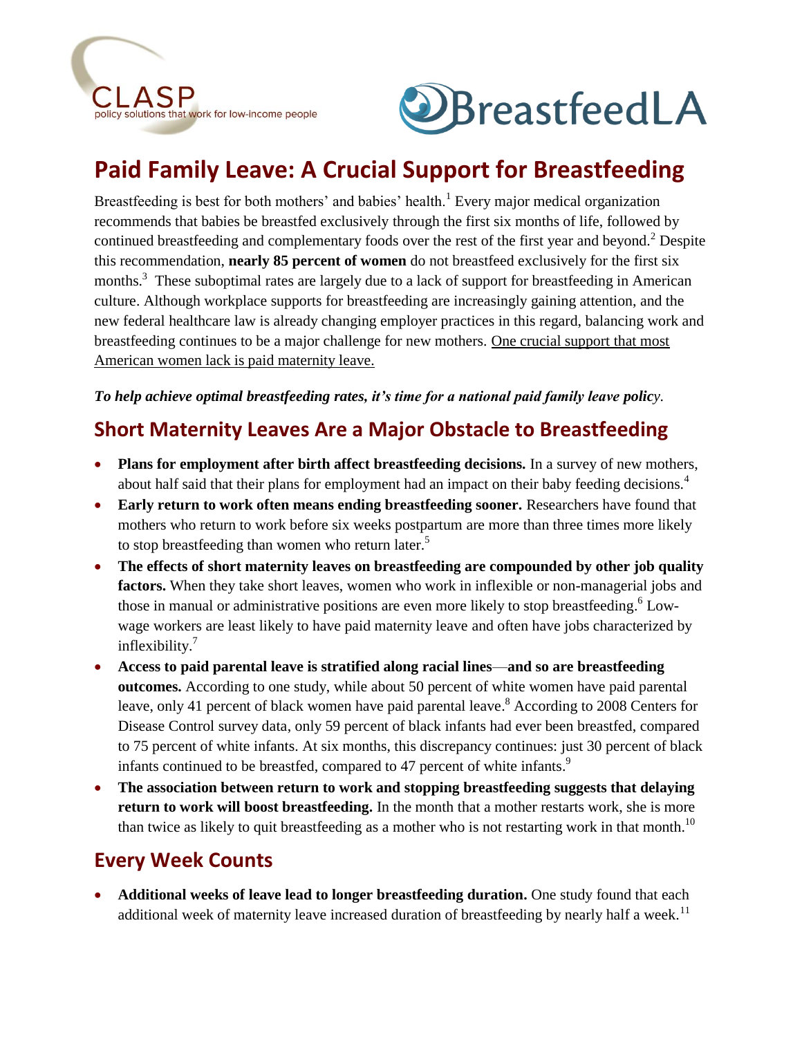CLASP
policy solutions that work for low-income people

BreastfeedLA

# Paid Family Leave: A Crucial Support for Breastfeeding

Breastfeeding is best for both mothers' and babies' health.[1] Every major medical organization recommends that babies be breastfed exclusively through the first six months of life, followed by continued breastfeeding and complementary foods over the rest of the first year and beyond.[2] Despite this recommendation, **nearly 85 percent of women** do not breastfeed exclusively for the first six months.[3] These suboptimal rates are largely due to a lack of support for breastfeeding in American culture. Although workplace supports for breastfeeding are increasingly gaining attention, and the new federal healthcare law is already changing employer practices in this regard, balancing work and breastfeeding continues to be a major challenge for new mothers. <u>One crucial support that most American women lack is paid maternity leave.</u>

***To help achieve optimal breastfeeding rates, it's time for a national paid family leave policy.***

## Short Maternity Leaves Are a Major Obstacle to Breastfeeding

- **Plans for employment after birth affect breastfeeding decisions.** In a survey of new mothers, about half said that their plans for employment had an impact on their baby feeding decisions.[4]
- **Early return to work often means ending breastfeeding sooner.** Researchers have found that mothers who return to work before six weeks postpartum are more than three times more likely to stop breastfeeding than women who return later.[5]
- **The effects of short maternity leaves on breastfeeding are compounded by other job quality factors.** When they take short leaves, women who work in inflexible or non-managerial jobs and those in manual or administrative positions are even more likely to stop breastfeeding.[6] Low-wage workers are least likely to have paid maternity leave and often have jobs characterized by inflexibility.[7]
- **Access to paid parental leave is stratified along racial lines—and so are breastfeeding outcomes.** According to one study, while about 50 percent of white women have paid parental leave, only 41 percent of black women have paid parental leave.[8] According to 2008 Centers for Disease Control survey data, only 59 percent of black infants had ever been breastfed, compared to 75 percent of white infants. At six months, this discrepancy continues: just 30 percent of black infants continued to be breastfed, compared to 47 percent of white infants.[9]
- **The association between return to work and stopping breastfeeding suggests that delaying return to work will boost breastfeeding.** In the month that a mother restarts work, she is more than twice as likely to quit breastfeeding as a mother who is not restarting work in that month.[10]

## Every Week Counts

- **Additional weeks of leave lead to longer breastfeeding duration.** One study found that each additional week of maternity leave increased duration of breastfeeding by nearly half a week.[11]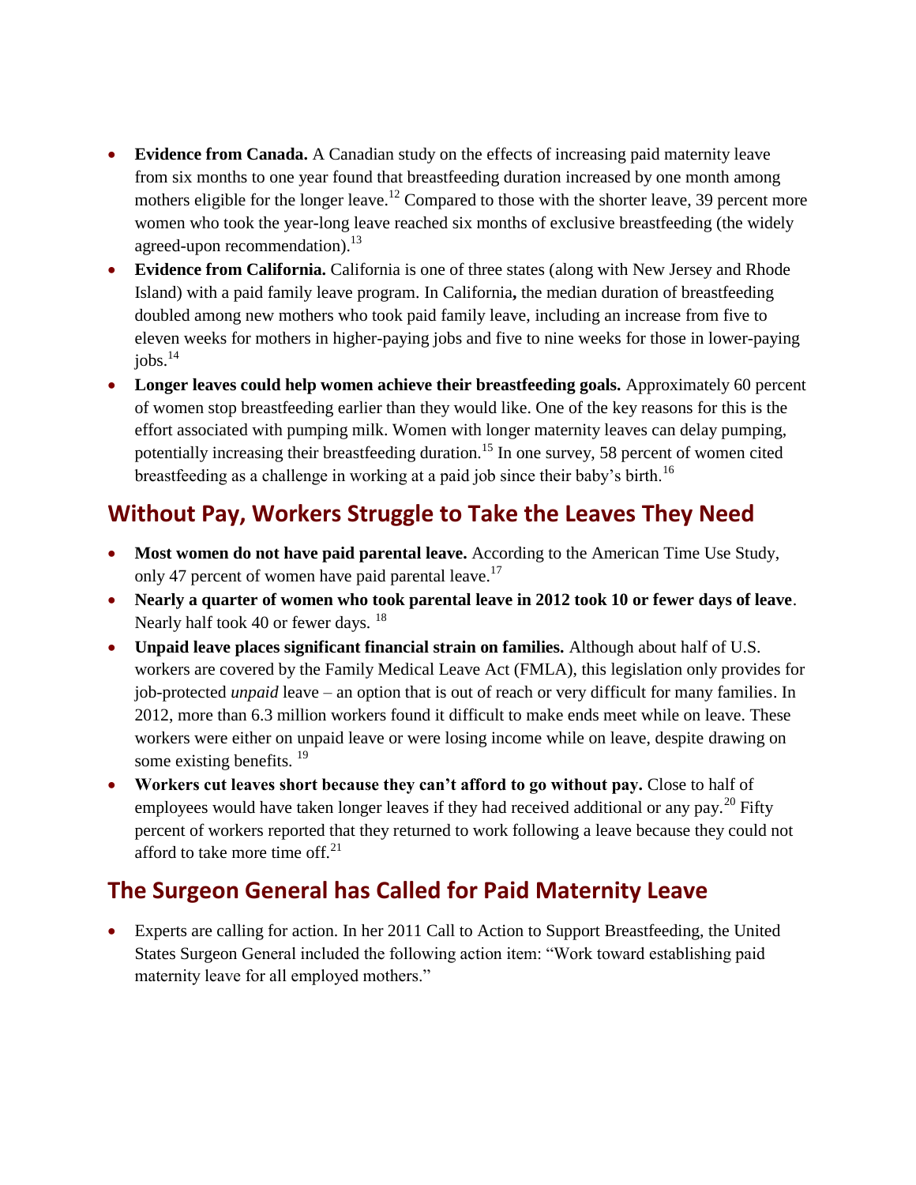- **Evidence from Canada.** A Canadian study on the effects of increasing paid maternity leave from six months to one year found that breastfeeding duration increased by one month among mothers eligible for the longer leave.[12] Compared to those with the shorter leave, 39 percent more women who took the year-long leave reached six months of exclusive breastfeeding (the widely agreed-upon recommendation).[13]
- **Evidence from California.** California is one of three states (along with New Jersey and Rhode Island) with a paid family leave program. In California**,** the median duration of breastfeeding doubled among new mothers who took paid family leave, including an increase from five to eleven weeks for mothers in higher-paying jobs and five to nine weeks for those in lower-paying jobs.[14]
- **Longer leaves could help women achieve their breastfeeding goals.** Approximately 60 percent of women stop breastfeeding earlier than they would like. One of the key reasons for this is the effort associated with pumping milk. Women with longer maternity leaves can delay pumping, potentially increasing their breastfeeding duration.[15] In one survey, 58 percent of women cited breastfeeding as a challenge in working at a paid job since their baby's birth.[16]

## Without Pay, Workers Struggle to Take the Leaves They Need

- **Most women do not have paid parental leave.** According to the American Time Use Study, only 47 percent of women have paid parental leave.[17]
- **Nearly a quarter of women who took parental leave in 2012 took 10 or fewer days of leave**. Nearly half took 40 or fewer days.[18]
- **Unpaid leave places significant financial strain on families.** Although about half of U.S. workers are covered by the Family Medical Leave Act (FMLA), this legislation only provides for job-protected *unpaid* leave – an option that is out of reach or very difficult for many families. In 2012, more than 6.3 million workers found it difficult to make ends meet while on leave. These workers were either on unpaid leave or were losing income while on leave, despite drawing on some existing benefits.[19]
- **Workers cut leaves short because they can't afford to go without pay.** Close to half of employees would have taken longer leaves if they had received additional or any pay.[20] Fifty percent of workers reported that they returned to work following a leave because they could not afford to take more time off.[21]

## The Surgeon General has Called for Paid Maternity Leave

- Experts are calling for action. In her 2011 Call to Action to Support Breastfeeding, the United States Surgeon General included the following action item: "Work toward establishing paid maternity leave for all employed mothers."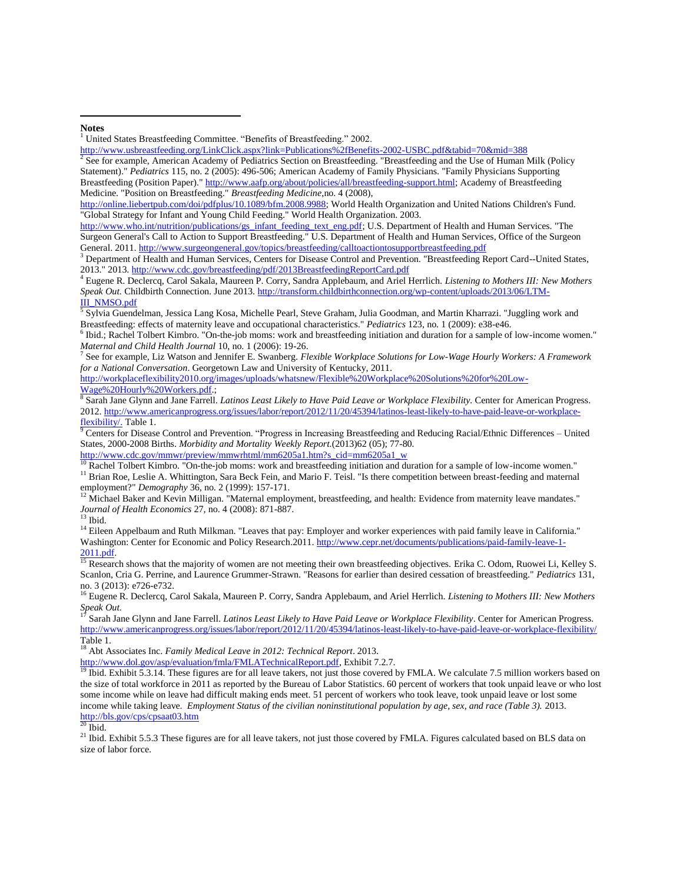**Notes**

[1] United States Breastfeeding Committee. "Benefits of Breastfeeding." 2002. http://www.usbreastfeeding.org/LinkClick.aspx?link=Publications%2fBenefits-2002-USBC.pdf&tabid=70&mid=388

[2] See for example, American Academy of Pediatrics Section on Breastfeeding. "Breastfeeding and the Use of Human Milk (Policy Statement)." *Pediatrics* 115, no. 2 (2005): 496-506; American Academy of Family Physicians. "Family Physicians Supporting Breastfeeding (Position Paper)." http://www.aafp.org/about/policies/all/breastfeeding-support.html; Academy of Breastfeeding Medicine. "Position on Breastfeeding." *Breastfeeding Medicine*,no. 4 (2008), http://online.liebertpub.com/doi/pdfplus/10.1089/bfm.2008.9988; World Health Organization and United Nations Children's Fund. "Global Strategy for Infant and Young Child Feeding." World Health Organization. 2003. http://www.who.int/nutrition/publications/gs_infant_feeding_text_eng.pdf; U.S. Department of Health and Human Services. "The Surgeon General's Call to Action to Support Breastfeeding." U.S. Department of Health and Human Services, Office of the Surgeon General. 2011. http://www.surgeongeneral.gov/topics/breastfeeding/calltoactiontosupportbreastfeeding.pdf

[3] Department of Health and Human Services, Centers for Disease Control and Prevention. "Breastfeeding Report Card--United States, 2013." 2013. http://www.cdc.gov/breastfeeding/pdf/2013BreastfeedingReportCard.pdf

[4] Eugene R. Declercq, Carol Sakala, Maureen P. Corry, Sandra Applebaum, and Ariel Herrlich. *Listening to Mothers III: New Mothers Speak Out*. Childbirth Connection. June 2013. http://transform.childbirthconnection.org/wp-content/uploads/2013/06/LTM-III_NMSO.pdf

[5] Sylvia Guendelman, Jessica Lang Kosa, Michelle Pearl, Steve Graham, Julia Goodman, and Martin Kharrazi. "Juggling work and Breastfeeding: effects of maternity leave and occupational characteristics." *Pediatrics* 123, no. 1 (2009): e38-e46.

[6] Ibid.; Rachel Tolbert Kimbro. "On-the-job moms: work and breastfeeding initiation and duration for a sample of low-income women." *Maternal and Child Health Journal* 10, no. 1 (2006): 19-26.

[7] See for example, Liz Watson and Jennifer E. Swanberg. *Flexible Workplace Solutions for Low-Wage Hourly Workers: A Framework for a National Conversation*. Georgetown Law and University of Kentucky, 2011. http://workplaceflexibility2010.org/images/uploads/whatsnew/Flexible%20Workplace%20Solutions%20for%20Low-Wage%20Hourly%20Workers.pdf.;

[8] Sarah Jane Glynn and Jane Farrell. *Latinos Least Likely to Have Paid Leave or Workplace Flexibility.* Center for American Progress. 2012. http://www.americanprogress.org/issues/labor/report/2012/11/20/45394/latinos-least-likely-to-have-paid-leave-or-workplace-flexibility/. Table 1.

[9] Centers for Disease Control and Prevention. "Progress in Increasing Breastfeeding and Reducing Racial/Ethnic Differences – United States, 2000-2008 Births. *Morbidity and Mortality Weekly Report*.(2013)62 (05); 77-80. http://www.cdc.gov/mmwr/preview/mmwrhtml/mm6205a1.htm?s_cid=mm6205a1_w

[10] Rachel Tolbert Kimbro. "On-the-job moms: work and breastfeeding initiation and duration for a sample of low-income women."

[11] Brian Roe, Leslie A. Whittington, Sara Beck Fein, and Mario F. Teisl. "Is there competition between breast-feeding and maternal employment?" *Demography* 36, no. 2 (1999): 157-171.

[12] Michael Baker and Kevin Milligan. "Maternal employment, breastfeeding, and health: Evidence from maternity leave mandates." *Journal of Health Economics* 27, no. 4 (2008): 871-887.

[13] Ibid.

[14] Eileen Appelbaum and Ruth Milkman. "Leaves that pay: Employer and worker experiences with paid family leave in California." Washington: Center for Economic and Policy Research.2011. http://www.cepr.net/documents/publications/paid-family-leave-1-2011.pdf.

[15] Research shows that the majority of women are not meeting their own breastfeeding objectives. Erika C. Odom, Ruowei Li, Kelley S. Scanlon, Cria G. Perrine, and Laurence Grummer-Strawn. "Reasons for earlier than desired cessation of breastfeeding." *Pediatrics* 131, no. 3 (2013): e726-e732.

[16] Eugene R. Declercq, Carol Sakala, Maureen P. Corry, Sandra Applebaum, and Ariel Herrlich. *Listening to Mothers III: New Mothers Speak Out.*

[17] Sarah Jane Glynn and Jane Farrell. *Latinos Least Likely to Have Paid Leave or Workplace Flexibility*. Center for American Progress. http://www.americanprogress.org/issues/labor/report/2012/11/20/45394/latinos-least-likely-to-have-paid-leave-or-workplace-flexibility/ Table 1.

[18] Abt Associates Inc. *Family Medical Leave in 2012: Technical Report*. 2013. http://www.dol.gov/asp/evaluation/fmla/FMLATechnicalReport.pdf, Exhibit 7.2.7.

[19] Ibid. Exhibit 5.3.14. These figures are for all leave takers, not just those covered by FMLA. We calculate 7.5 million workers based on the size of total workforce in 2011 as reported by the Bureau of Labor Statistics. 60 percent of workers that took unpaid leave or who lost some income while on leave had difficult making ends meet. 51 percent of workers who took leave, took unpaid leave or lost some income while taking leave. *Employment Status of the civilian noninstitutional population by age, sex, and race (Table 3).* 2013. http://bls.gov/cps/cpsaat03.htm

[20] Ibid.

[21] Ibid. Exhibit 5.5.3 These figures are for all leave takers, not just those covered by FMLA. Figures calculated based on BLS data on size of labor force.